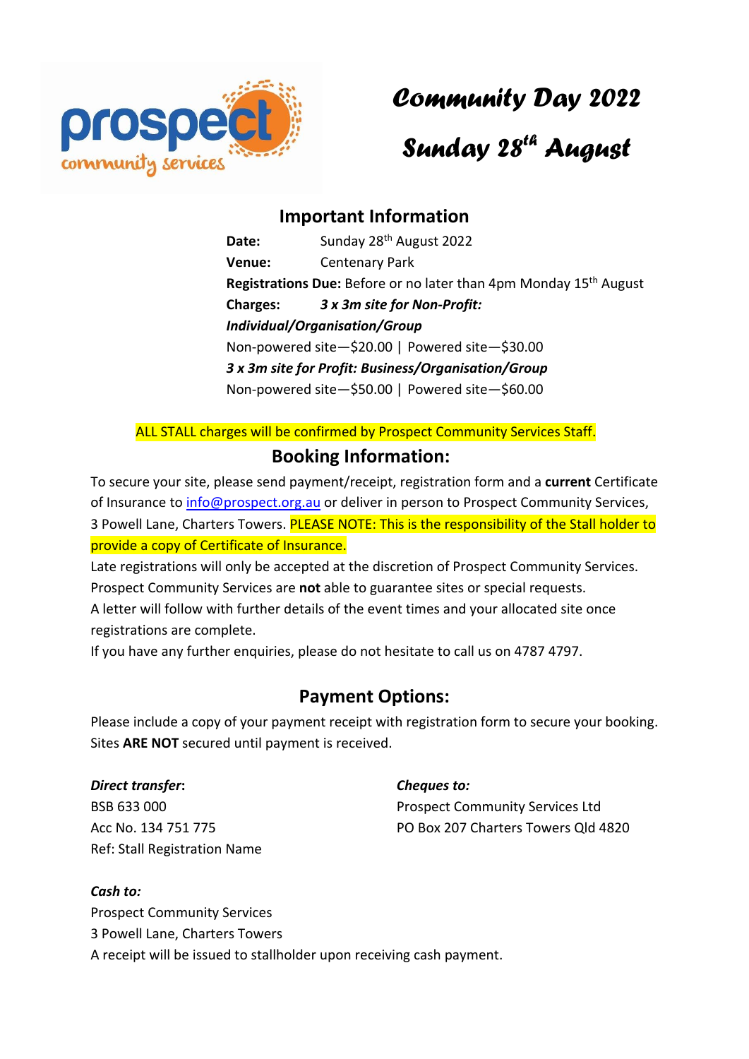# Community Day 2022

# Sunday 28th August

## Important Information

**Date:** Sunday 28th August 2022

**Venue:** Centenary Park

**Registrations Due:** Before or no later than 4pm Monday 15th August

**Charges:** ***3 x 3m site for Non-Profit: Individual/Organisation/Group***

Non-powered site—$20.00 | Powered site—$30.00

***3 x 3m site for Profit: Business/Organisation/Group***

Non-powered site—$50.00 | Powered site—$60.00

ALL STALL charges will be confirmed by Prospect Community Services Staff.

## Booking Information:

To secure your site, please send payment/receipt, registration form and a **current** Certificate of Insurance to info@prospect.org.au or deliver in person to Prospect Community Services, 3 Powell Lane, Charters Towers. PLEASE NOTE: This is the responsibility of the Stall holder to provide a copy of Certificate of Insurance.

Late registrations will only be accepted at the discretion of Prospect Community Services.

Prospect Community Services are **not** able to guarantee sites or special requests.

A letter will follow with further details of the event times and your allocated site once registrations are complete.

If you have any further enquiries, please do not hesitate to call us on 4787 4797.

## Payment Options:

Please include a copy of your payment receipt with registration form to secure your booking. Sites **ARE NOT** secured until payment is received.

***Direct transfer*:**
BSB 633 000
Acc No. 134 751 775
Ref: Stall Registration Name

***Cheques to:***
Prospect Community Services Ltd
PO Box 207 Charters Towers Qld 4820

***Cash to:***
Prospect Community Services
3 Powell Lane, Charters Towers
A receipt will be issued to stallholder upon receiving cash payment.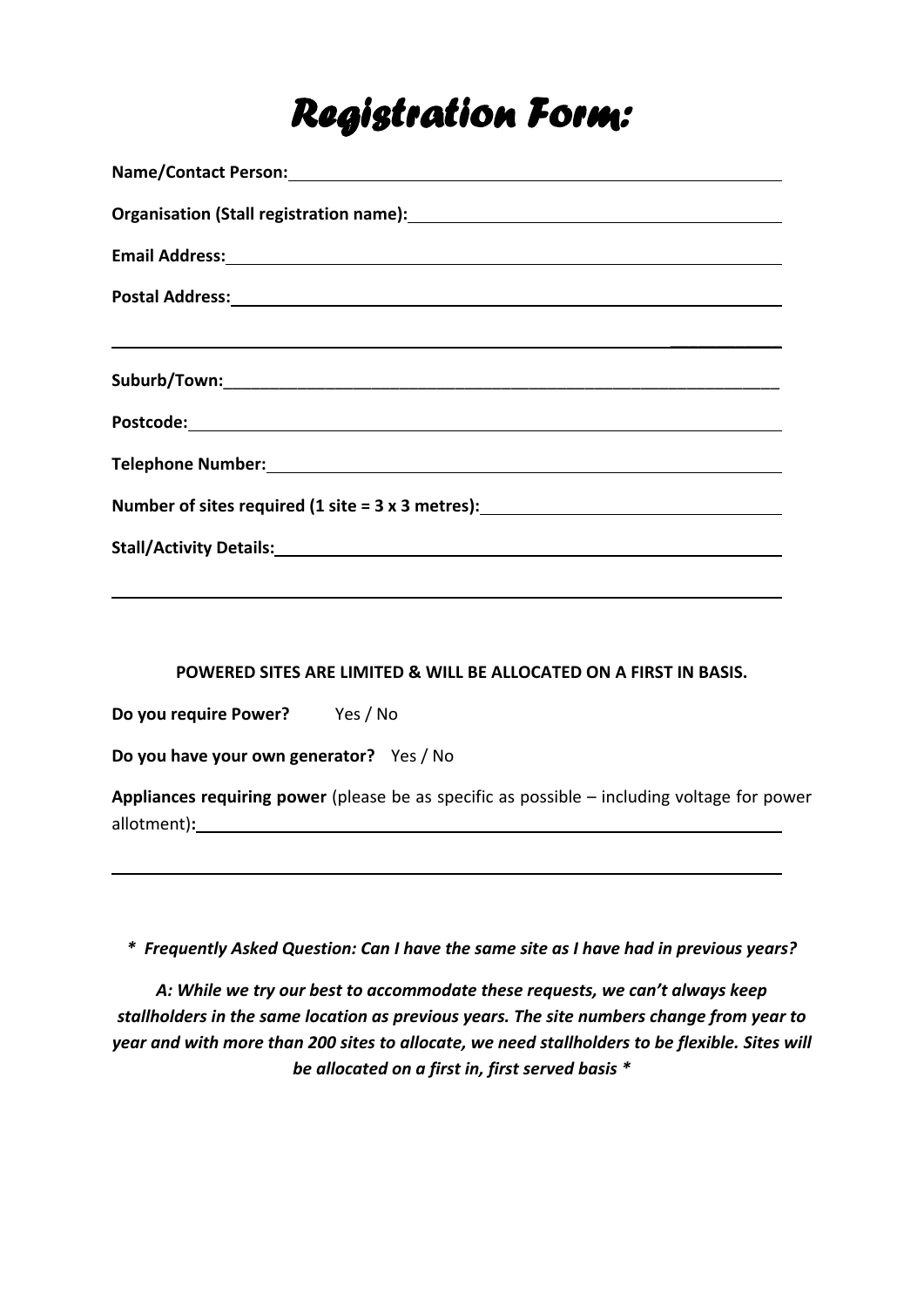# Registration Form:

**Name/Contact Person:** ___________________________________________

**Organisation (Stall registration name):** ___________________________________________

**Email Address:** ___________________________________________

**Postal Address:** ___________________________________________

___________________________________________

**Suburb/Town:** ___________________________________________

**Postcode:** ___________________________________________

**Telephone Number:** ___________________________________________

**Number of sites required (1 site = 3 x 3 metres):** ___________________________________________

**Stall/Activity Details:** ___________________________________________

___________________________________________

**POWERED SITES ARE LIMITED & WILL BE ALLOCATED ON A FIRST IN BASIS.**

**Do you require Power?** Yes / No

**Do you have your own generator?** Yes / No

**Appliances requiring power** (please be as specific as possible – including voltage for power allotment)**:** ___________________________________________

___________________________________________

***  Frequently Asked Question: Can I have the same site as I have had in previous years?***

***A: While we try our best to accommodate these requests, we can't always keep stallholders in the same location as previous years. The site numbers change from year to year and with more than 200 sites to allocate, we need stallholders to be flexible. Sites will be allocated on a first in, first served basis \****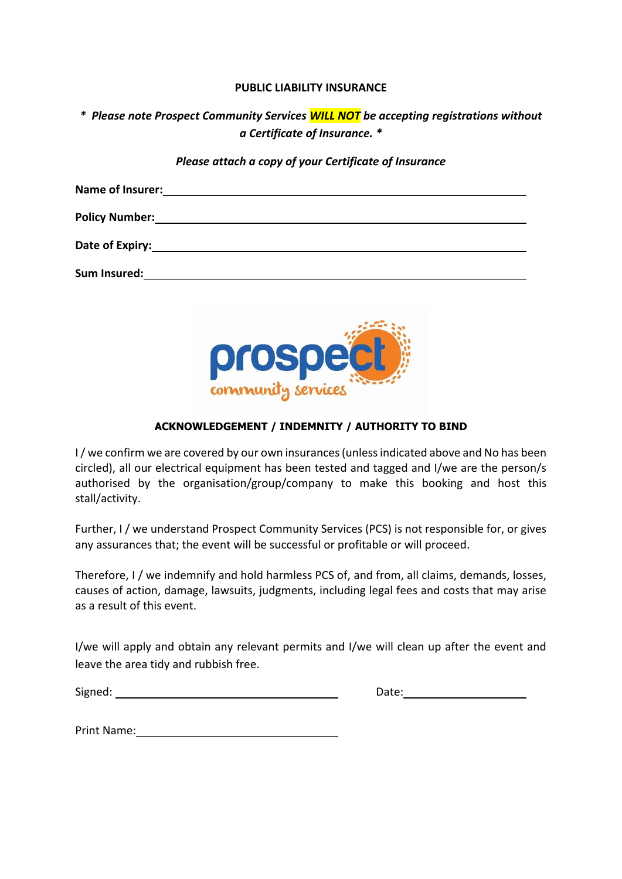## PUBLIC LIABILITY INSURANCE

*\* Please note Prospect Community Services **WILL NOT** be accepting registrations without a Certificate of Insurance. \**

*Please attach a copy of your Certificate of Insurance*

**Name of Insurer:** ______________________________________________

**Policy Number:** ______________________________________________

**Date of Expiry:** ______________________________________________

**Sum Insured:** ______________________________________________

## ACKNOWLEDGEMENT / INDEMNITY / AUTHORITY TO BIND

I / we confirm we are covered by our own insurances (unless indicated above and No has been circled), all our electrical equipment has been tested and tagged and I/we are the person/s authorised by the organisation/group/company to make this booking and host this stall/activity.

Further, I / we understand Prospect Community Services (PCS) is not responsible for, or gives any assurances that; the event will be successful or profitable or will proceed.

Therefore, I / we indemnify and hold harmless PCS of, and from, all claims, demands, losses, causes of action, damage, lawsuits, judgments, including legal fees and costs that may arise as a result of this event.

I/we will apply and obtain any relevant permits and I/we will clean up after the event and leave the area tidy and rubbish free.

Signed: ______________________________ Date: ____________________

Print Name: ______________________________